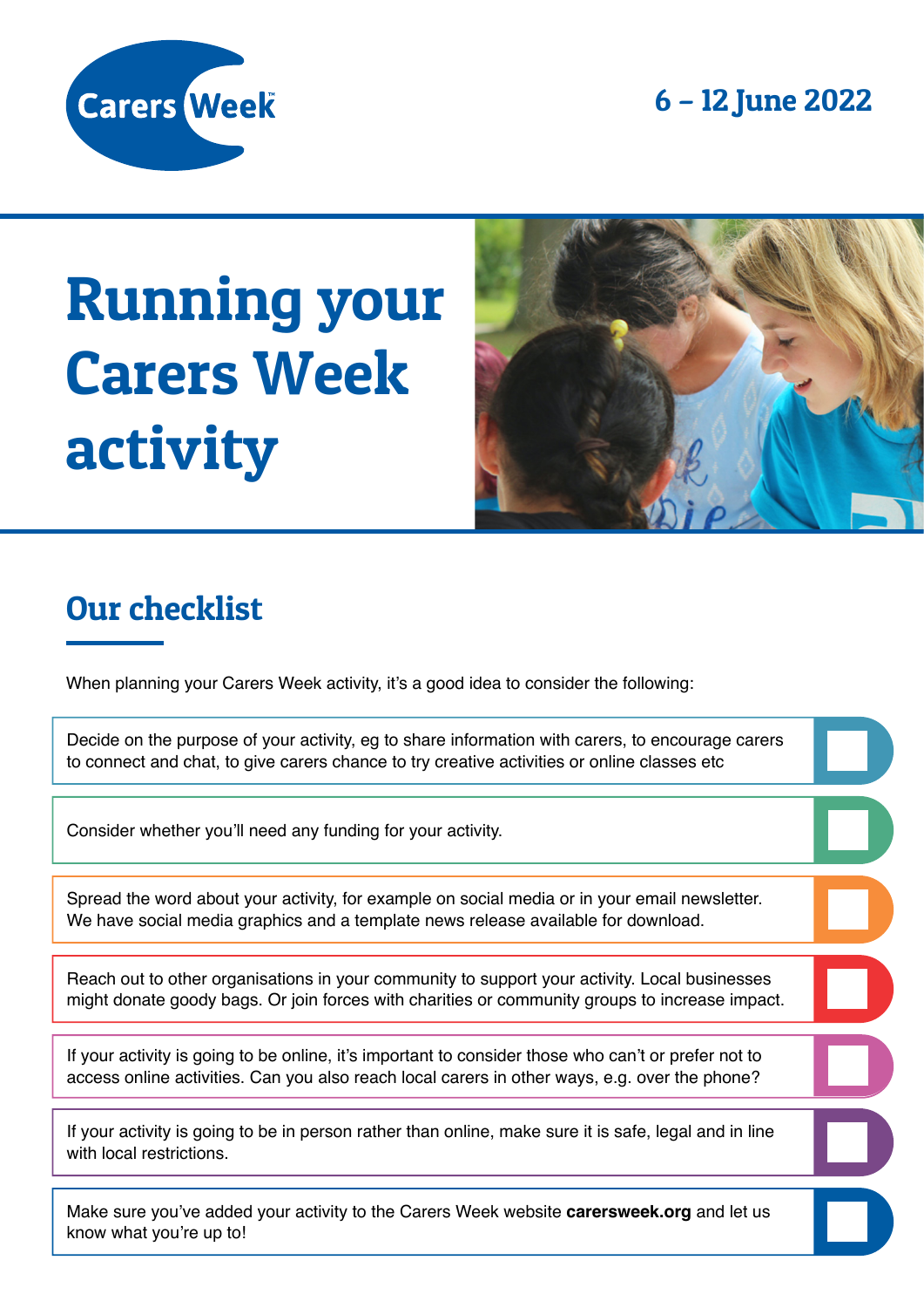Carers Week

6 – 12 June 2022

# Running your Carers Week activity

## Our checklist

When planning your Carers Week activity, it's a good idea to consider the following:

- [ ] Decide on the purpose of your activity, eg to share information with carers, to encourage carers to connect and chat, to give carers chance to try creative activities or online classes etc
- [ ] Consider whether you'll need any funding for your activity.
- [ ] Spread the word about your activity, for example on social media or in your email newsletter. We have social media graphics and a template news release available for download.
- [ ] Reach out to other organisations in your community to support your activity. Local businesses might donate goody bags. Or join forces with charities or community groups to increase impact.
- [ ] If your activity is going to be online, it's important to consider those who can't or prefer not to access online activities. Can you also reach local carers in other ways, e.g. over the phone?
- [ ] If your activity is going to be in person rather than online, make sure it is safe, legal and in line with local restrictions.
- [ ] Make sure you've added your activity to the Carers Week website **carersweek.org** and let us know what you're up to!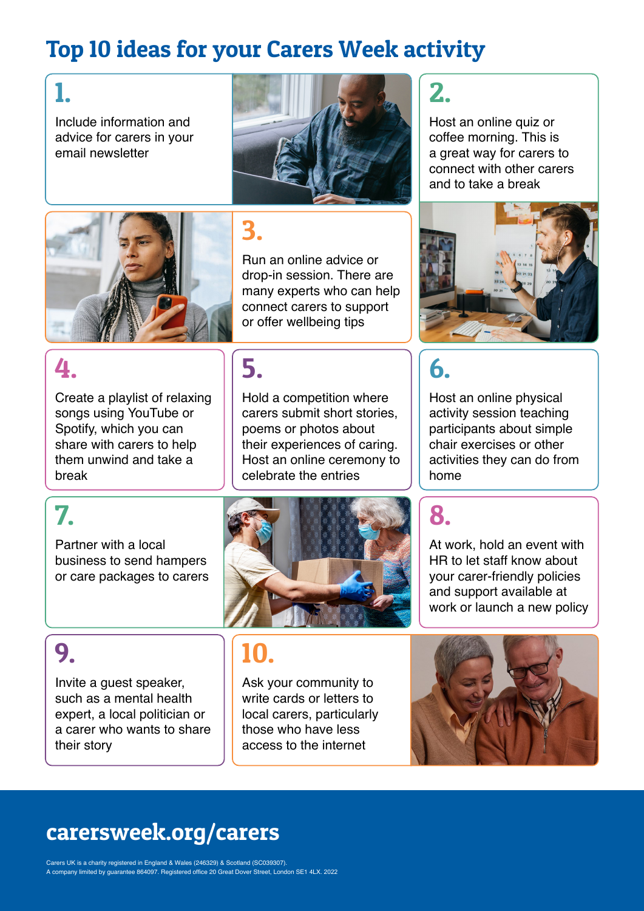# Top 10 ideas for your Carers Week activity

## 1.

Include information and advice for carers in your email newsletter

## 2.

Host an online quiz or coffee morning. This is a great way for carers to connect with other carers and to take a break

## 3.

Run an online advice or drop-in session. There are many experts who can help connect carers to support or offer wellbeing tips

## 4.

Create a playlist of relaxing songs using YouTube or Spotify, which you can share with carers to help them unwind and take a break

## 5.

Hold a competition where carers submit short stories, poems or photos about their experiences of caring. Host an online ceremony to celebrate the entries

## 6.

Host an online physical activity session teaching participants about simple chair exercises or other activities they can do from home

## 7.

Partner with a local business to send hampers or care packages to carers

## 8.

At work, hold an event with HR to let staff know about your carer-friendly policies and support available at work or launch a new policy

## 9.

Invite a guest speaker, such as a mental health expert, a local politician or a carer who wants to share their story

## 10.

Ask your community to write cards or letters to local carers, particularly those who have less access to the internet

**carersweek.org/carers**

Carers UK is a charity registered in England & Wales (246329) & Scotland (SC039307).
A company limited by guarantee 864097. Registered office 20 Great Dover Street, London SE1 4LX. 2022